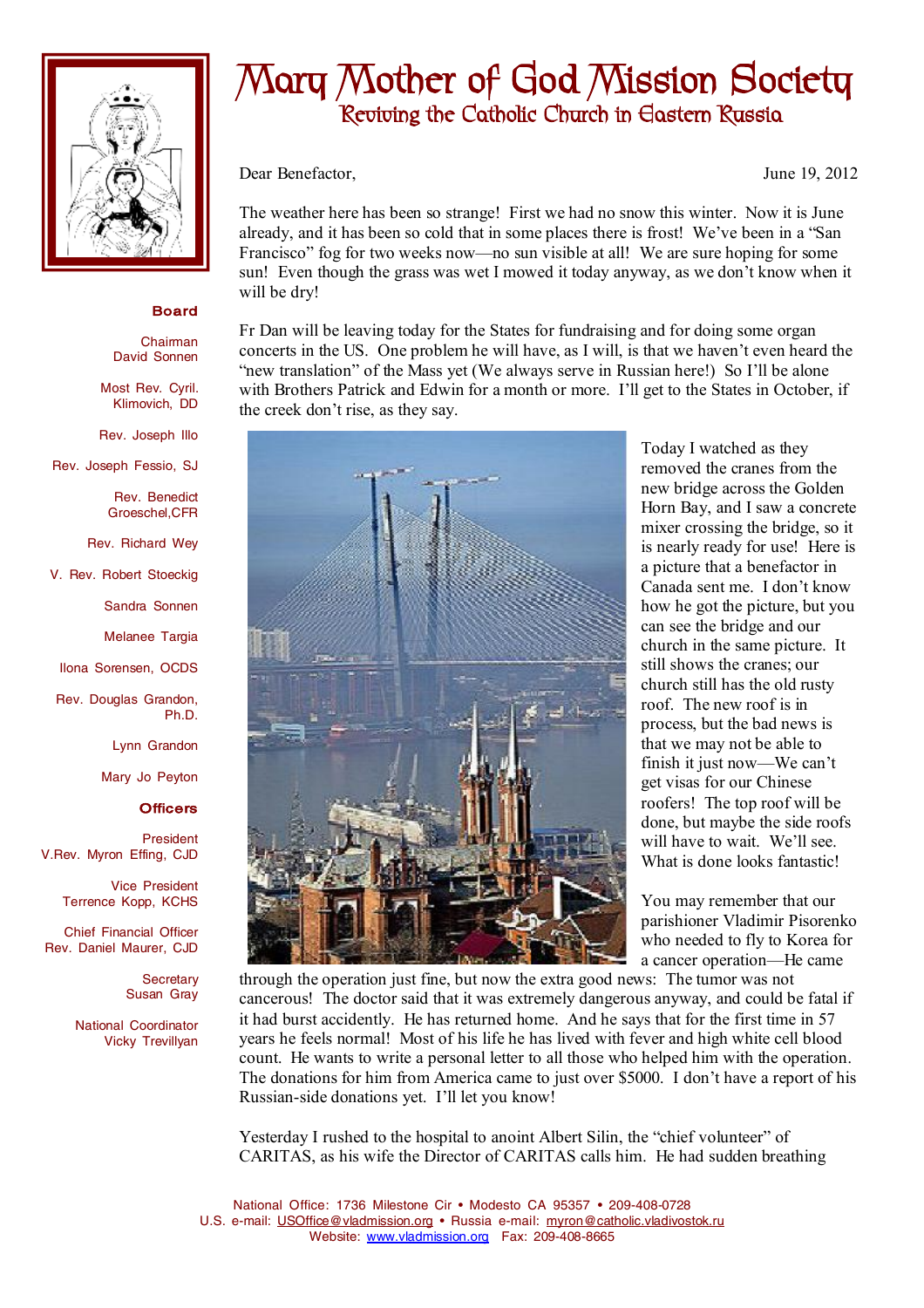# Mary Mother of God Mission Society

## Reviving the Catholic Church in Eastern Russia

**Board**

Chairman
David Sonnen

Most Rev. Cyril. Klimovich, DD

Rev. Joseph Illo

Rev. Joseph Fessio, SJ

Rev. Benedict Groeschel,CFR

Rev. Richard Wey

V. Rev. Robert Stoeckig

Sandra Sonnen

Melanee Targia

Ilona Sorensen, OCDS

Rev. Douglas Grandon, Ph.D.

Lynn Grandon

Mary Jo Peyton

**Officers**

President
V.Rev. Myron Effing, CJD

Vice President
Terrence Kopp, KCHS

Chief Financial Officer
Rev. Daniel Maurer, CJD

Secretary
Susan Gray

National Coordinator
Vicky Trevillyan

Dear Benefactor, June 19, 2012

The weather here has been so strange! First we had no snow this winter. Now it is June already, and it has been so cold that in some places there is frost! We've been in a "San Francisco" fog for two weeks now—no sun visible at all! We are sure hoping for some sun! Even though the grass was wet I mowed it today anyway, as we don't know when it will be dry!

Fr Dan will be leaving today for the States for fundraising and for doing some organ concerts in the US. One problem he will have, as I will, is that we haven't even heard the "new translation" of the Mass yet (We always serve in Russian here!) So I'll be alone with Brothers Patrick and Edwin for a month or more. I'll get to the States in October, if the creek don't rise, as they say.

Today I watched as they removed the cranes from the new bridge across the Golden Horn Bay, and I saw a concrete mixer crossing the bridge, so it is nearly ready for use! Here is a picture that a benefactor in Canada sent me. I don't know how he got the picture, but you can see the bridge and our church in the same picture. It still shows the cranes; our church still has the old rusty roof. The new roof is in process, but the bad news is that we may not be able to finish it just now—We can't get visas for our Chinese roofers! The top roof will be done, but maybe the side roofs will have to wait. We'll see. What is done looks fantastic!

You may remember that our parishioner Vladimir Pisorenko who needed to fly to Korea for a cancer operation—He came through the operation just fine, but now the extra good news: The tumor was not cancerous! The doctor said that it was extremely dangerous anyway, and could be fatal if it had burst accidently. He has returned home. And he says that for the first time in 57 years he feels normal! Most of his life he has lived with fever and high white cell blood count. He wants to write a personal letter to all those who helped him with the operation. The donations for him from America came to just over $5000. I don't have a report of his Russian-side donations yet. I'll let you know!

Yesterday I rushed to the hospital to anoint Albert Silin, the "chief volunteer" of CARITAS, as his wife the Director of CARITAS calls him. He had sudden breathing

National Office: 1736 Milestone Cir • Modesto CA 95357 • 209-408-0728
U.S. e-mail: USOffice@vladmission.org • Russia e-mail: myron@catholic.vladivostok.ru
Website: www.vladmission.org Fax: 209-408-8665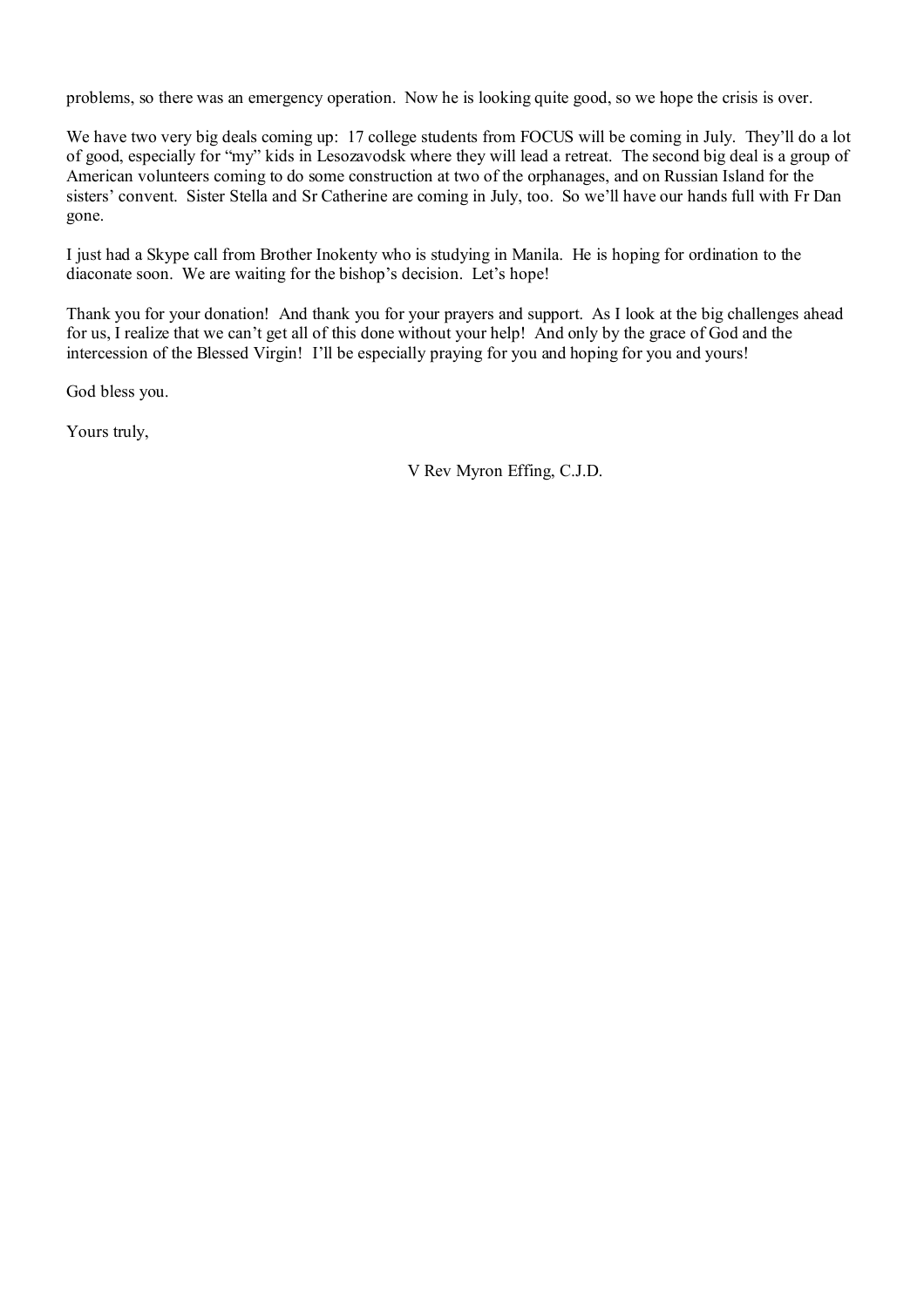problems, so there was an emergency operation. Now he is looking quite good, so we hope the crisis is over.

We have two very big deals coming up: 17 college students from FOCUS will be coming in July. They'll do a lot of good, especially for "my" kids in Lesozavodsk where they will lead a retreat. The second big deal is a group of American volunteers coming to do some construction at two of the orphanages, and on Russian Island for the sisters' convent. Sister Stella and Sr Catherine are coming in July, too. So we'll have our hands full with Fr Dan gone.

I just had a Skype call from Brother Inokenty who is studying in Manila. He is hoping for ordination to the diaconate soon. We are waiting for the bishop's decision. Let's hope!

Thank you for your donation! And thank you for your prayers and support. As I look at the big challenges ahead for us, I realize that we can't get all of this done without your help! And only by the grace of God and the intercession of the Blessed Virgin! I'll be especially praying for you and hoping for you and yours!

God bless you.

Yours truly,

V Rev Myron Effing, C.J.D.